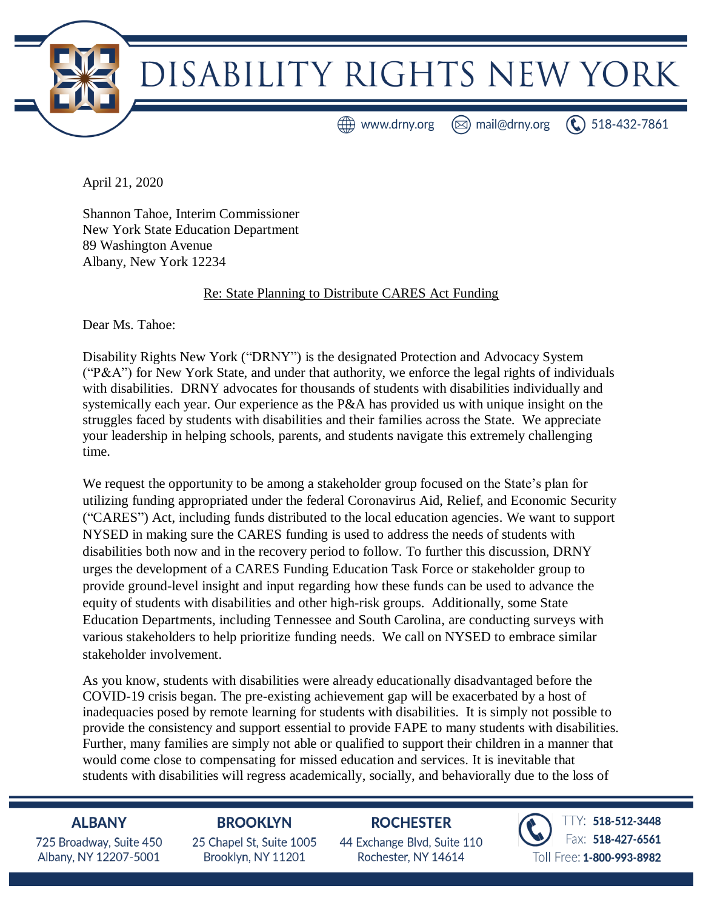# DISABILITY RIGHTS NEW YORK

www.drny.org | mail@drny.org | 518-432-7861

April 21, 2020

Shannon Tahoe, Interim Commissioner
New York State Education Department
89 Washington Avenue
Albany, New York 12234

Re: State Planning to Distribute CARES Act Funding

Dear Ms. Tahoe:

Disability Rights New York ("DRNY") is the designated Protection and Advocacy System ("P&A") for New York State, and under that authority, we enforce the legal rights of individuals with disabilities. DRNY advocates for thousands of students with disabilities individually and systemically each year. Our experience as the P&A has provided us with unique insight on the struggles faced by students with disabilities and their families across the State. We appreciate your leadership in helping schools, parents, and students navigate this extremely challenging time.

We request the opportunity to be among a stakeholder group focused on the State's plan for utilizing funding appropriated under the federal Coronavirus Aid, Relief, and Economic Security ("CARES") Act, including funds distributed to the local education agencies. We want to support NYSED in making sure the CARES funding is used to address the needs of students with disabilities both now and in the recovery period to follow. To further this discussion, DRNY urges the development of a CARES Funding Education Task Force or stakeholder group to provide ground-level insight and input regarding how these funds can be used to advance the equity of students with disabilities and other high-risk groups. Additionally, some State Education Departments, including Tennessee and South Carolina, are conducting surveys with various stakeholders to help prioritize funding needs. We call on NYSED to embrace similar stakeholder involvement.

As you know, students with disabilities were already educationally disadvantaged before the COVID-19 crisis began. The pre-existing achievement gap will be exacerbated by a host of inadequacies posed by remote learning for students with disabilities. It is simply not possible to provide the consistency and support essential to provide FAPE to many students with disabilities. Further, many families are simply not able or qualified to support their children in a manner that would come close to compensating for missed education and services. It is inevitable that students with disabilities will regress academically, socially, and behaviorally due to the loss of

**ALBANY**
725 Broadway, Suite 450
Albany, NY 12207-5001

**BROOKLYN**
25 Chapel St, Suite 1005
Brooklyn, NY 11201

**ROCHESTER**
44 Exchange Blvd, Suite 110
Rochester, NY 14614

TTY: **518-512-3448**
Fax: **518-427-6561**
Toll Free: **1-800-993-8982**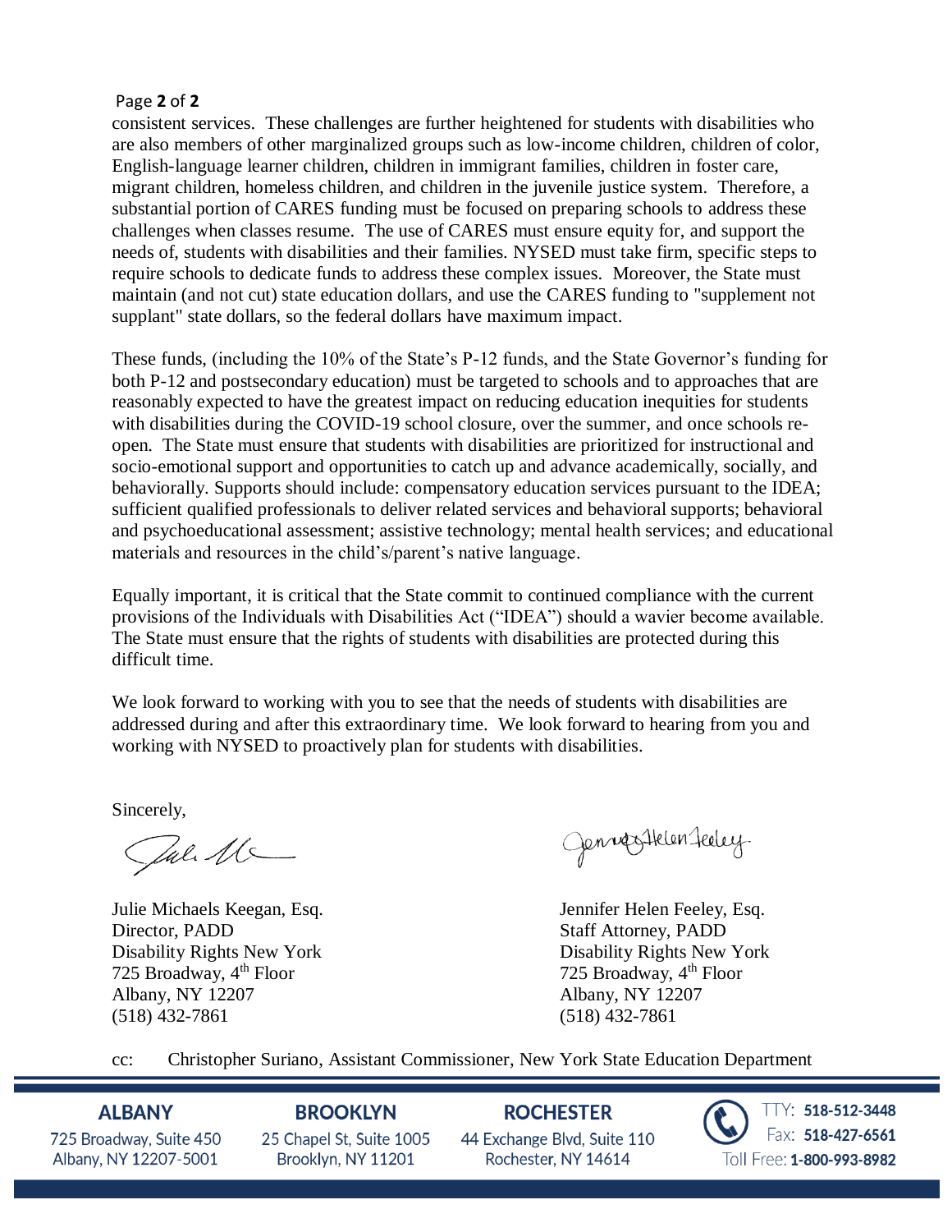consistent services. These challenges are further heightened for students with disabilities who are also members of other marginalized groups such as low-income children, children of color, English-language learner children, children in immigrant families, children in foster care, migrant children, homeless children, and children in the juvenile justice system. Therefore, a substantial portion of CARES funding must be focused on preparing schools to address these challenges when classes resume. The use of CARES must ensure equity for, and support the needs of, students with disabilities and their families. NYSED must take firm, specific steps to require schools to dedicate funds to address these complex issues. Moreover, the State must maintain (and not cut) state education dollars, and use the CARES funding to "supplement not supplant" state dollars, so the federal dollars have maximum impact.

These funds, (including the 10% of the State's P-12 funds, and the State Governor's funding for both P-12 and postsecondary education) must be targeted to schools and to approaches that are reasonably expected to have the greatest impact on reducing education inequities for students with disabilities during the COVID-19 school closure, over the summer, and once schools re-open. The State must ensure that students with disabilities are prioritized for instructional and socio-emotional support and opportunities to catch up and advance academically, socially, and behaviorally. Supports should include: compensatory education services pursuant to the IDEA; sufficient qualified professionals to deliver related services and behavioral supports; behavioral and psychoeducational assessment; assistive technology; mental health services; and educational materials and resources in the child's/parent's native language.

Equally important, it is critical that the State commit to continued compliance with the current provisions of the Individuals with Disabilities Act ("IDEA") should a wavier become available. The State must ensure that the rights of students with disabilities are protected during this difficult time.

We look forward to working with you to see that the needs of students with disabilities are addressed during and after this extraordinary time. We look forward to hearing from you and working with NYSED to proactively plan for students with disabilities.

Sincerely,

Julie Michaels Keegan, Esq.
Director, PADD
Disability Rights New York
725 Broadway, 4th Floor
Albany, NY 12207
(518) 432-7861

Jennifer Helen Feeley, Esq.
Staff Attorney, PADD
Disability Rights New York
725 Broadway, 4th Floor
Albany, NY 12207
(518) 432-7861

cc: Christopher Suriano, Assistant Commissioner, New York State Education Department

**ALBANY**
725 Broadway, Suite 450
Albany, NY 12207-5001

**BROOKLYN**
25 Chapel St, Suite 1005
Brooklyn, NY 11201

**ROCHESTER**
44 Exchange Blvd, Suite 110
Rochester, NY 14614

TTY: **518-512-3448**
Fax: **518-427-6561**
Toll Free: **1-800-993-8982**